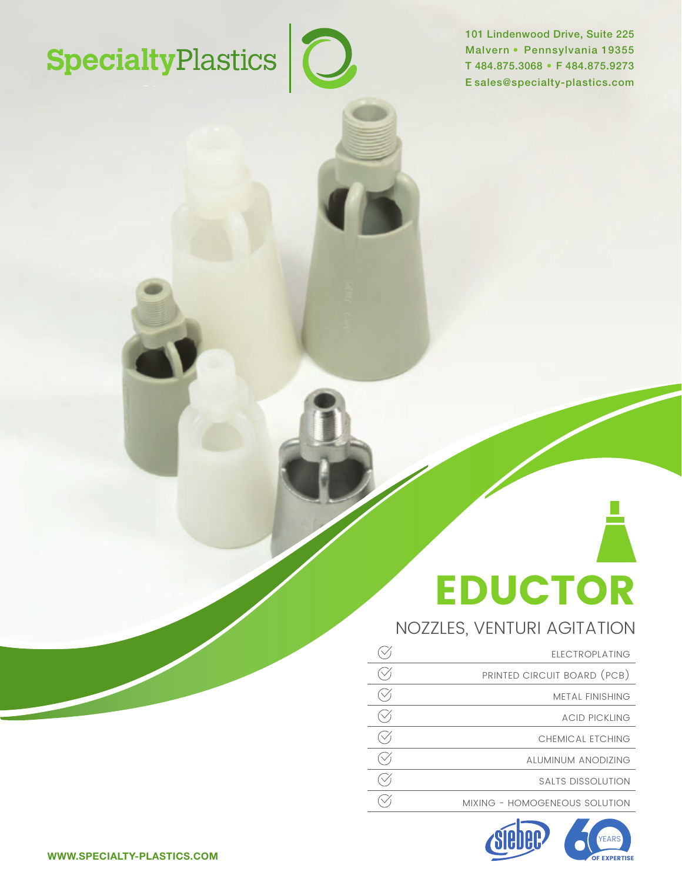# SpecialtyPlastics

101 Lindenwood Drive, Suite 225
Malvern • Pennsylvania 19355
T 484.875.3068 • F 484.875.9273
E sales@specialty-plastics.com

# EDUCTOR

## NOZZLES, VENTURI AGITATION

- ELECTROPLATING
- PRINTED CIRCUIT BOARD (PCB)
- METAL FINISHING
- ACID PICKLING
- CHEMICAL ETCHING
- ALUMINUM ANODIZING
- SALTS DISSOLUTION
- MIXING - HOMOGENEOUS SOLUTION

siebec

60 YEARS OF EXPERTISE

WWW.SPECIALTY-PLASTICS.COM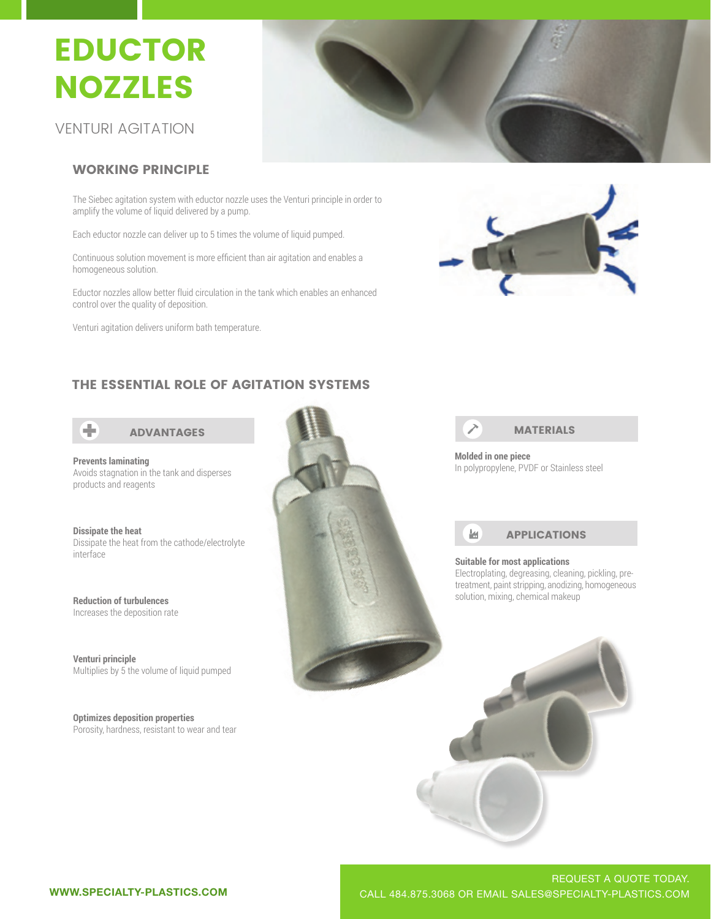# EDUCTOR NOZZLES

VENTURI AGITATION

## WORKING PRINCIPLE

The Siebec agitation system with eductor nozzle uses the Venturi principle in order to amplify the volume of liquid delivered by a pump.

Each eductor nozzle can deliver up to 5 times the volume of liquid pumped.

Continuous solution movement is more efficient than air agitation and enables a homogeneous solution.

Eductor nozzles allow better fluid circulation in the tank which enables an enhanced control over the quality of deposition.

Venturi agitation delivers uniform bath temperature.

## THE ESSENTIAL ROLE OF AGITATION SYSTEMS

### ADVANTAGES

**Prevents laminating**
Avoids stagnation in the tank and disperses products and reagents

**Dissipate the heat**
Dissipate the heat from the cathode/electrolyte interface

**Reduction of turbulences**
Increases the deposition rate

**Venturi principle**
Multiplies by 5 the volume of liquid pumped

**Optimizes deposition properties**
Porosity, hardness, resistant to wear and tear

### MATERIALS

**Molded in one piece**
In polypropylene, PVDF or Stainless steel

### APPLICATIONS

**Suitable for most applications**
Electroplating, degreasing, cleaning, pickling, pre-treatment, paint stripping, anodizing, homogeneous solution, mixing, chemical makeup

WWW.SPECIALTY-PLASTICS.COM

REQUEST A QUOTE TODAY.
CALL 484.875.3068 OR EMAIL SALES@SPECIALTY-PLASTICS.COM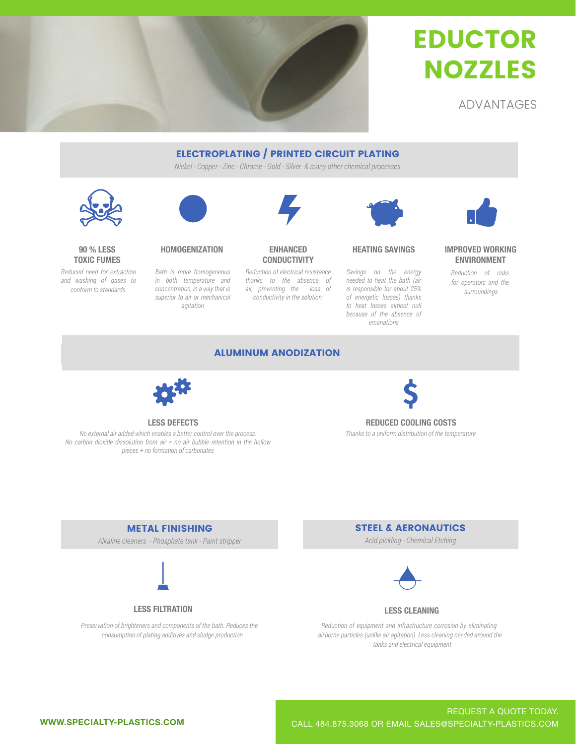# EDUCTOR NOZZLES

ADVANTAGES

## ELECTROPLATING / PRINTED CIRCUIT PLATING

*Nickel - Copper - Zinc - Chrome - Gold - Silver & many other chemical processes*

### 90 % LESS TOXIC FUMES

*Reduced need for extraction and washing of gases to conform to standards*

### HOMOGENIZATION

*Bath is more homogeneous in both temperature and concentration, in a way that is superior to air or mechanical agitation*

### ENHANCED CONDUCTIVITY

*Reduction of electrical resistance thanks to the absence of air, preventing the loss of conductivity in the solution.*

### HEATING SAVINGS

*Savings on the energy needed to heat the bath (air is responsible for about 25% of energetic losses) thanks to heat losses almost null because of the absence of emanations*

### IMPROVED WORKING ENVIRONMENT

*Reduction of risks for operators and the surroundings*

## ALUMINUM ANODIZATION

### LESS DEFECTS

*No external air added which enables a better control over the process. No carbon dioxide dissolution from air = no air bubble retention in the hollow pieces + no formation of carbonates*

### REDUCED COOLING COSTS

*Thanks to a uniform distribution of the temperature*

## METAL FINISHING

*Alkaline cleaners - Phosphate tank - Paint stripper*

### LESS FILTRATION

*Preservation of brighteners and components of the bath. Reduces the consumption of plating additives and sludge production*

## STEEL & AERONAUTICS

*Acid pickling - Chemical Etching*

### LESS CLEANING

*Reduction of equipment and infrastructure corrosion by eliminating airborne particles (unlike air agitation). Less cleaning needed around the tanks and electrical equipment*

WWW.SPECIALTY-PLASTICS.COM

REQUEST A QUOTE TODAY.
CALL 484.875.3068 OR EMAIL SALES@SPECIALTY-PLASTICS.COM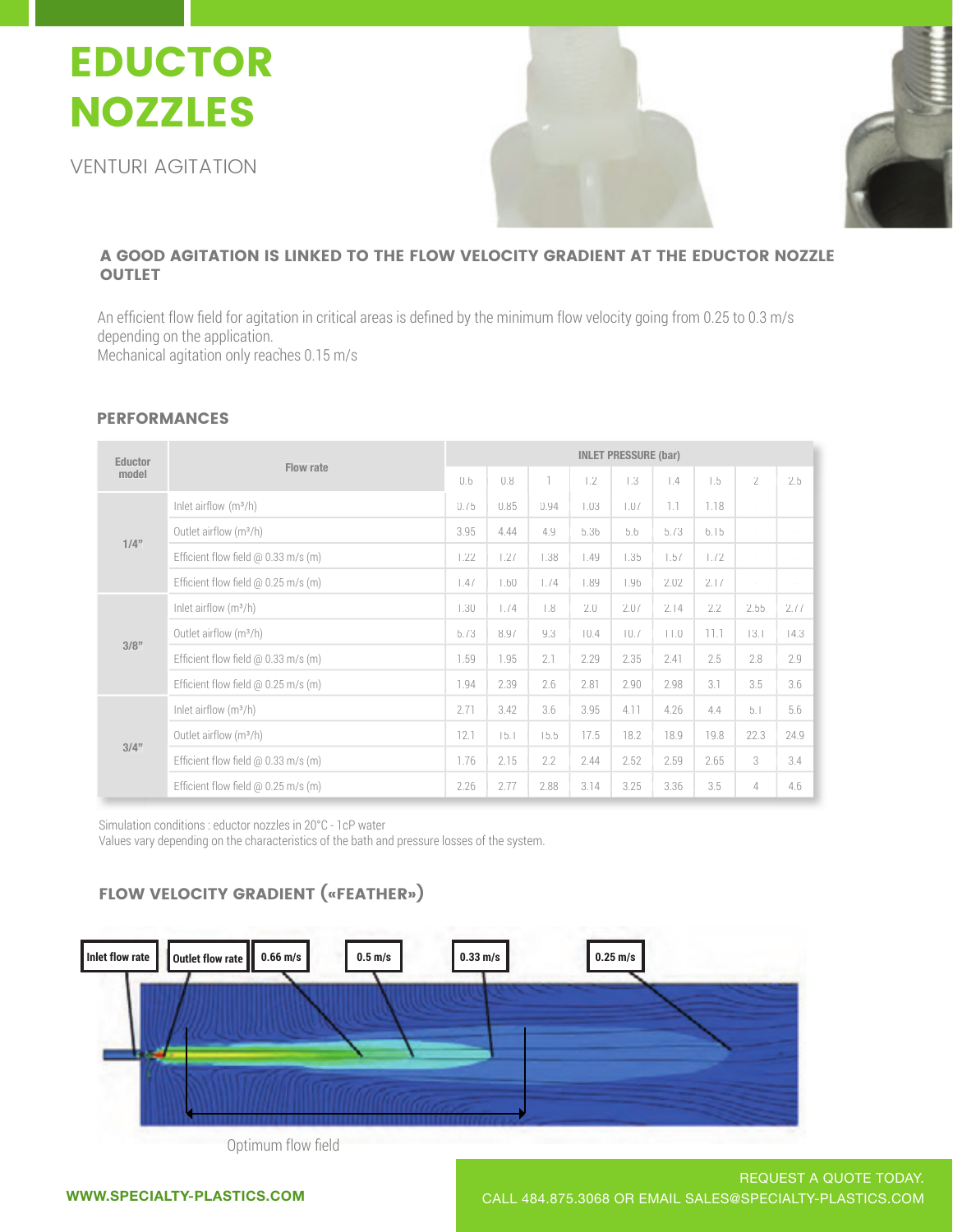# EDUCTOR NOZZLES

VENTURI AGITATION

### A GOOD AGITATION IS LINKED TO THE FLOW VELOCITY GRADIENT AT THE EDUCTOR NOZZLE OUTLET

An efficient flow field for agitation in critical areas is defined by the minimum flow velocity going from 0.25 to 0.3 m/s depending on the application.
Mechanical agitation only reaches 0.15 m/s

### PERFORMANCES

| Eductor model | Flow rate | INLET PRESSURE (bar) | | | | | | | | |
|---|---|---|---|---|---|---|---|---|---|---|
| | | 0.6 | 0.8 | 1 | 1.2 | 1.3 | 1.4 | 1.5 | 2 | 2.5 |
| 1/4" | Inlet airflow ($m^3/h$) | 0.75 | 0.85 | 0.94 | 1.03 | 1.07 | 1.1 | 1.18 | | |
| | Outlet airflow ($m^3/h$) | 3.95 | 4.44 | 4.9 | 5.36 | 5.6 | 5.73 | 6.15 | | |
| | Efficient flow field @ 0.33 m/s (m) | 1.22 | 1.27 | 1.38 | 1.49 | 1.35 | 1.57 | 1.72 | | |
| | Efficient flow field @ 0.25 m/s (m) | 1.47 | 1.60 | 1.74 | 1.89 | 1.96 | 2.02 | 2.17 | | |
| 3/8" | Inlet airflow ($m^3/h$) | 1.30 | 1.74 | 1.8 | 2.0 | 2.07 | 2.14 | 2.2 | 2.55 | 2.77 |
| | Outlet airflow ($m^3/h$) | 6.73 | 8.97 | 9.3 | 10.4 | 10.7 | 11.0 | 11.1 | 13.1 | 14.3 |
| | Efficient flow field @ 0.33 m/s (m) | 1.59 | 1.95 | 2.1 | 2.29 | 2.35 | 2.41 | 2.5 | 2.8 | 2.9 |
| | Efficient flow field @ 0.25 m/s (m) | 1.94 | 2.39 | 2.6 | 2.81 | 2.90 | 2.98 | 3.1 | 3.5 | 3.6 |
| 3/4" | Inlet airflow ($m^3/h$) | 2.71 | 3.42 | 3.6 | 3.95 | 4.11 | 4.26 | 4.4 | 5.1 | 5.6 |
| | Outlet airflow ($m^3/h$) | 12.1 | 15.1 | 15.5 | 17.5 | 18.2 | 18.9 | 19.8 | 22.3 | 24.9 |
| | Efficient flow field @ 0.33 m/s (m) | 1.76 | 2.15 | 2.2 | 2.44 | 2.52 | 2.59 | 2.65 | 3 | 3.4 |
| | Efficient flow field @ 0.25 m/s (m) | 2.26 | 2.77 | 2.88 | 3.14 | 3.25 | 3.36 | 3.5 | 4 | 4.6 |

Simulation conditions : eductor nozzles in 20°C - 1cP water
Values vary depending on the characteristics of the bath and pressure losses of the system.

### FLOW VELOCITY GRADIENT («FEATHER»)

Inlet flow rate | Outlet flow rate | 0.66 m/s | 0.5 m/s | 0.33 m/s | 0.25 m/s

Optimum flow field

REQUEST A QUOTE TODAY.
CALL 484.875.3068 OR EMAIL SALES@SPECIALTY-PLASTICS.COM

WWW.SPECIALTY-PLASTICS.COM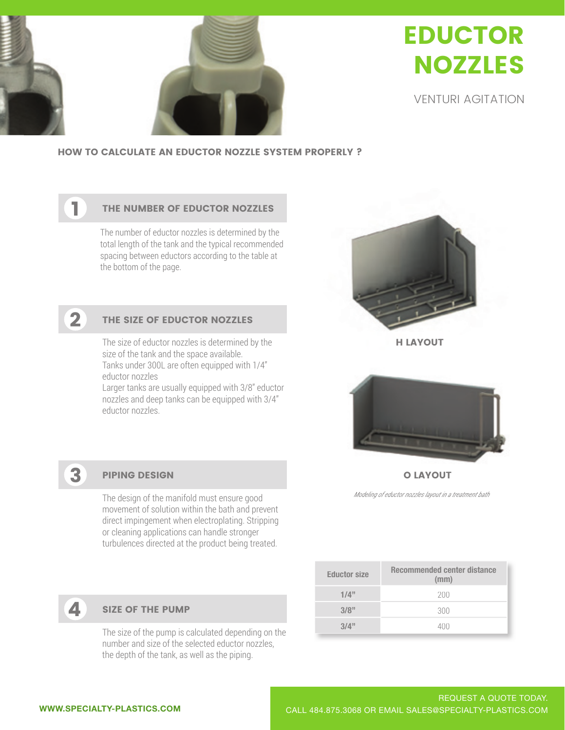# EDUCTOR NOZZLES

VENTURI AGITATION

## HOW TO CALCULATE AN EDUCTOR NOZZLE SYSTEM PROPERLY ?

### 1 THE NUMBER OF EDUCTOR NOZZLES

The number of eductor nozzles is determined by the total length of the tank and the typical recommended spacing between eductors according to the table at the bottom of the page.

### 2 THE SIZE OF EDUCTOR NOZZLES

The size of eductor nozzles is determined by the size of the tank and the space available.
Tanks under 300L are often equipped with 1/4" eductor nozzles
Larger tanks are usually equipped with 3/8" eductor nozzles and deep tanks can be equipped with 3/4" eductor nozzles.

### 3 PIPING DESIGN

The design of the manifold must ensure good movement of solution within the bath and prevent direct impingement when electroplating. Stripping or cleaning applications can handle stronger turbulences directed at the product being treated.

### 4 SIZE OF THE PUMP

The size of the pump is calculated depending on the number and size of the selected eductor nozzles, the depth of the tank, as well as the piping.

**H LAYOUT**

**O LAYOUT**

*Modeling of eductor nozzles layout in a treatment bath*

| Eductor size | Recommended center distance (mm) |
|---|---|
| 1/4" | 200 |
| 3/8" | 300 |
| 3/4" | 400 |

WWW.SPECIALTY-PLASTICS.COM

REQUEST A QUOTE TODAY.
CALL 484.875.3068 OR EMAIL SALES@SPECIALTY-PLASTICS.COM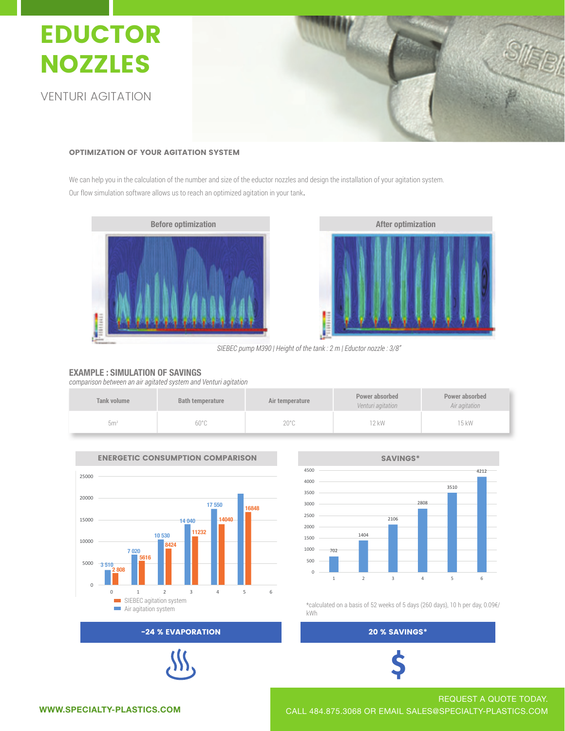# EDUCTOR NOZZLES

VENTURI AGITATION

### OPTIMIZATION OF YOUR AGITATION SYSTEM

We can help you in the calculation of the number and size of the eductor nozzles and design the installation of your agitation system. Our flow simulation software allows us to reach an optimized agitation in your tank.

Before optimization

After optimization

*SIEBEC pump M390 | Height of the tank : 2 m | Eductor nozzle : 3/8"*

### EXAMPLE : SIMULATION OF SAVINGS

*comparison between an air agitated system and Venturi agitation*

| Tank volume | Bath temperature | Air temperature | Power absorbed *Venturi agitation* | Power absorbed *Air agitation* |
|---|---|---|---|---|
| 5m³ | 60°C | 20°C | 12 kW | 15 kW |

### ENERGETIC CONSUMPTION COMPARISON

| | Air agitation system | SIEBEC agitation system |
|---|---|---|
| 0 | 3 510 | 2 808 |
| 1 | 7 020 | 5616 |
| 2 | 10 530 | 8424 |
| 3 | 14 040 | 11232 |
| 4 | 17 550 | 14040 |
| 5 | | 16848 |

### SAVINGS*

| | Savings |
|---|---|
| 1 | 702 |
| 2 | 1404 |
| 3 | 2106 |
| 4 | 2808 |
| 5 | 3510 |
| 6 | 4212 |

*calculated on a basis of 52 weeks of 5 days (260 days), 10 h per day, 0.09€/kWh

**-24 % EVAPORATION**

**20 % SAVINGS***

WWW.SPECIALTY-PLASTICS.COM

REQUEST A QUOTE TODAY.
CALL 484.875.3068 OR EMAIL SALES@SPECIALTY-PLASTICS.COM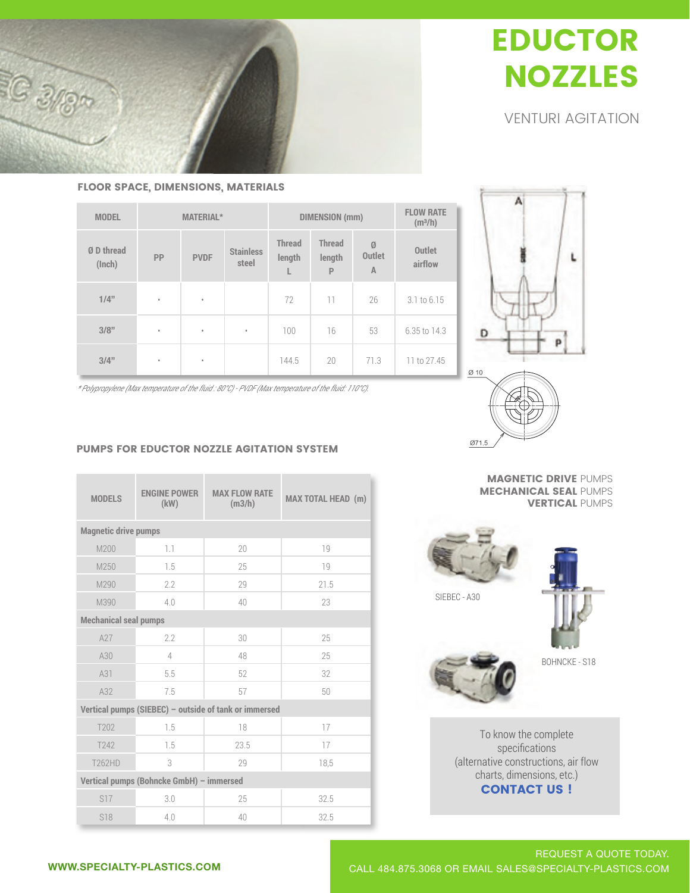# EDUCTOR NOZZLES

VENTURI AGITATION

## FLOOR SPACE, DIMENSIONS, MATERIALS

| MODEL | MATERIAL* | | | DIMENSION (mm) | | | FLOW RATE (m³/h) |
|---|---|---|---|---|---|---|---|
| Ø D thread (Inch) | PP | PVDF | Stainless steel | Thread length L | Thread length P | Ø Outlet A | Outlet airflow |
| 1/4" | • | • | | 72 | 11 | 26 | 3.1 to 6.15 |
| 3/8" | • | • | • | 100 | 16 | 53 | 6.35 to 14.3 |
| 3/4" | • | • | | 144.5 | 20 | 71.3 | 11 to 27.45 |

*\* Polypropylene (Max temperature of the fluid : 80°C) - PVDF (Max temperature of the fluid: 110°C).*

## PUMPS FOR EDUCTOR NOZZLE AGITATION SYSTEM

| MODELS | ENGINE POWER (kW) | MAX FLOW RATE (m3/h) | MAX TOTAL HEAD (m) |
|---|---|---|---|
| **Magnetic drive pumps** | | | |
| M200 | 1.1 | 20 | 19 |
| M250 | 1.5 | 25 | 19 |
| M290 | 2.2 | 29 | 21.5 |
| M390 | 4.0 | 40 | 23 |
| **Mechanical seal pumps** | | | |
| A27 | 2.2 | 30 | 25 |
| A30 | 4 | 48 | 25 |
| A31 | 5.5 | 52 | 32 |
| A32 | 7.5 | 57 | 50 |
| **Vertical pumps (SIEBEC) – outside of tank or immersed** | | | |
| T202 | 1.5 | 18 | 17 |
| T242 | 1.5 | 23.5 | 17 |
| T262HD | 3 | 29 | 18,5 |
| **Vertical pumps (Bohncke GmbH) – immersed** | | | |
| S17 | 3.0 | 25 | 32.5 |
| S18 | 4.0 | 40 | 32.5 |

**MAGNETIC DRIVE** PUMPS
**MECHANICAL SEAL** PUMPS
**VERTICAL** PUMPS

SIEBEC - A30

BOHNCKE - S18

To know the complete specifications (alternative constructions, air flow charts, dimensions, etc.)
**CONTACT US !**

**WWW.SPECIALTY-PLASTICS.COM**

REQUEST A QUOTE TODAY.
CALL 484.875.3068 OR EMAIL SALES@SPECIALTY-PLASTICS.COM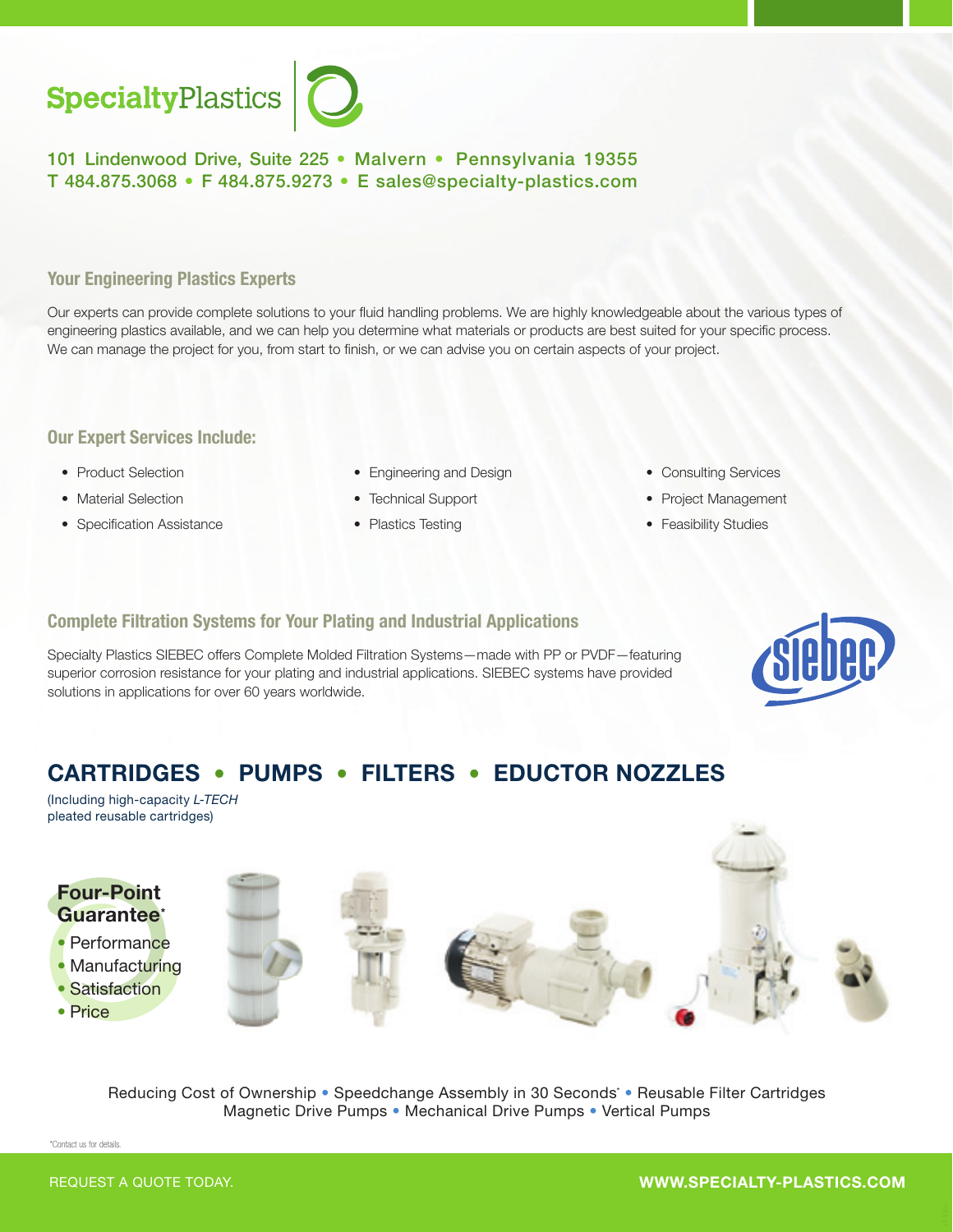# SpecialtyPlastics

101 Lindenwood Drive, Suite 225 • Malvern • Pennsylvania 19355
T 484.875.3068 • F 484.875.9273 • E sales@specialty-plastics.com

## Your Engineering Plastics Experts

Our experts can provide complete solutions to your fluid handling problems. We are highly knowledgeable about the various types of engineering plastics available, and we can help you determine what materials or products are best suited for your specific process. We can manage the project for you, from start to finish, or we can advise you on certain aspects of your project.

## Our Expert Services Include:

- Product Selection
- Material Selection
- Specification Assistance
- Engineering and Design
- Technical Support
- Plastics Testing
- Consulting Services
- Project Management
- Feasibility Studies

## Complete Filtration Systems for Your Plating and Industrial Applications

Specialty Plastics SIEBEC offers Complete Molded Filtration Systems—made with PP or PVDF—featuring superior corrosion resistance for your plating and industrial applications. SIEBEC systems have provided solutions in applications for over 60 years worldwide.

siebec

## CARTRIDGES • PUMPS • FILTERS • EDUCTOR NOZZLES

(Including high-capacity *L-TECH* pleated reusable cartridges)

**Four-Point Guarantee***

- Performance
- Manufacturing
- Satisfaction
- Price

Reducing Cost of Ownership • Speedchange Assembly in 30 Seconds* • Reusable Filter Cartridges
Magnetic Drive Pumps • Mechanical Drive Pumps • Vertical Pumps

*Contact us for details.

REQUEST A QUOTE TODAY.

WWW.SPECIALTY-PLASTICS.COM